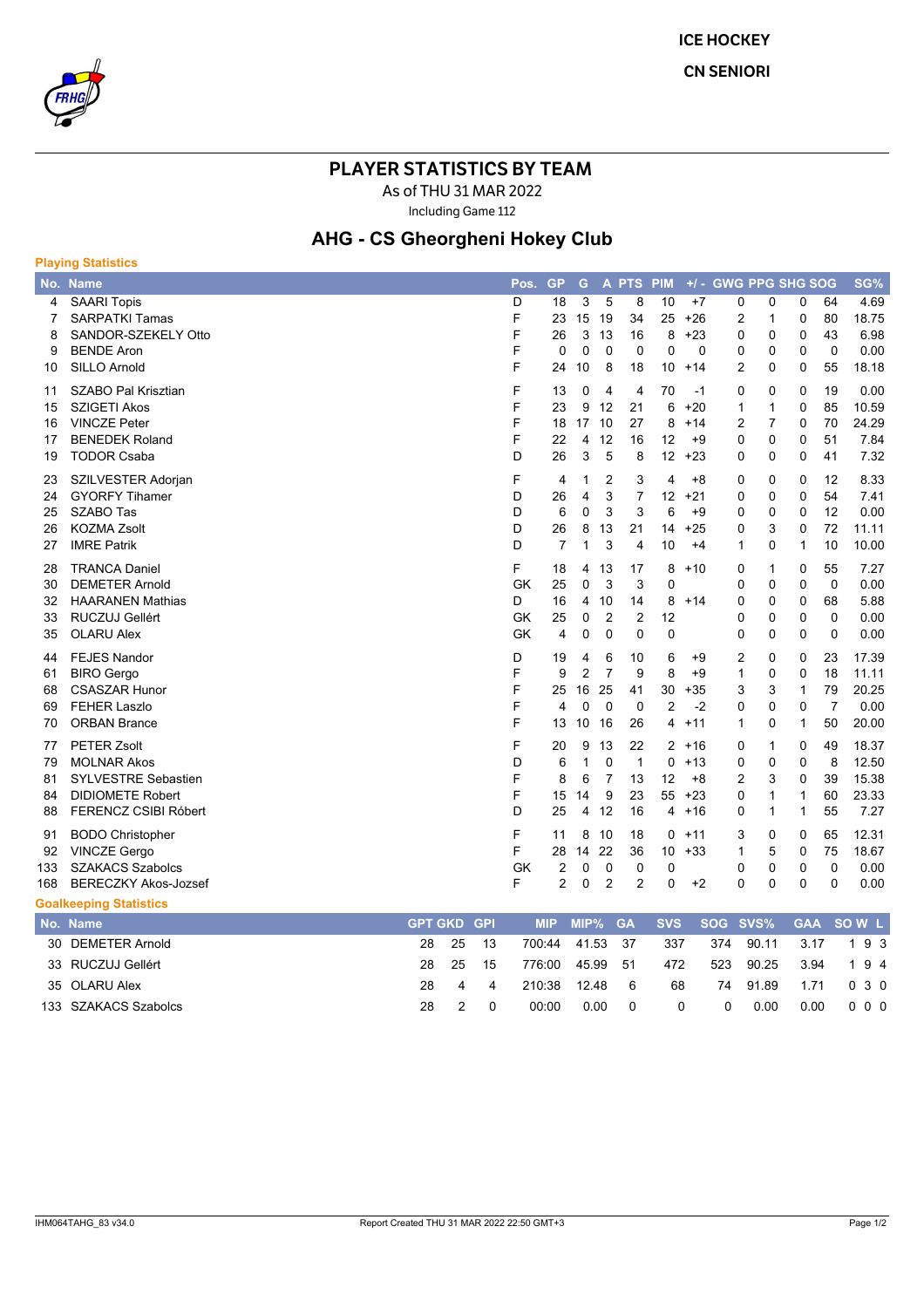ICE HOCKEY

CN SENIORI

# PLAYER STATISTICS BY TEAM

As of THU 31 MAR 2022

Including Game 112

## AHG - CS Gheorgheni Hokey Club

### Playing Statistics

| No. | Name | Pos. | GP | G | A | PTS | PIM | +/- | GWG | PPG | SHG | SOG | SG% |
|---|---|---|---|---|---|---|---|---|---|---|---|---|---|
| 4 | SAARI Topis | D | 18 | 3 | 5 | 8 | 10 | +7 | 0 | 0 | 0 | 64 | 4.69 |
| 7 | SARPATKI Tamas | F | 23 | 15 | 19 | 34 | 25 | +26 | 2 | 1 | 0 | 80 | 18.75 |
| 8 | SANDOR-SZEKELY Otto | F | 26 | 3 | 13 | 16 | 8 | +23 | 0 | 0 | 0 | 43 | 6.98 |
| 9 | BENDE Aron | F | 0 | 0 | 0 | 0 | 0 | 0 | 0 | 0 | 0 | 0 | 0.00 |
| 10 | SILLO Arnold | F | 24 | 10 | 8 | 18 | 10 | +14 | 2 | 0 | 0 | 55 | 18.18 |
| 11 | SZABO Pal Krisztian | F | 13 | 0 | 4 | 4 | 70 | -1 | 0 | 0 | 0 | 19 | 0.00 |
| 15 | SZIGETI Akos | F | 23 | 9 | 12 | 21 | 6 | +20 | 1 | 1 | 0 | 85 | 10.59 |
| 16 | VINCZE Peter | F | 18 | 17 | 10 | 27 | 8 | +14 | 2 | 7 | 0 | 70 | 24.29 |
| 17 | BENEDEK Roland | F | 22 | 4 | 12 | 16 | 12 | +9 | 0 | 0 | 0 | 51 | 7.84 |
| 19 | TODOR Csaba | D | 26 | 3 | 5 | 8 | 12 | +23 | 0 | 0 | 0 | 41 | 7.32 |
| 23 | SZILVESTER Adorjan | F | 4 | 1 | 2 | 3 | 4 | +8 | 0 | 0 | 0 | 12 | 8.33 |
| 24 | GYORFY Tihamer | D | 26 | 4 | 3 | 7 | 12 | +21 | 0 | 0 | 0 | 54 | 7.41 |
| 25 | SZABO Tas | D | 6 | 0 | 3 | 3 | 6 | +9 | 0 | 0 | 0 | 12 | 0.00 |
| 26 | KOZMA Zsolt | D | 26 | 8 | 13 | 21 | 14 | +25 | 0 | 3 | 0 | 72 | 11.11 |
| 27 | IMRE Patrik | D | 7 | 1 | 3 | 4 | 10 | +4 | 1 | 0 | 1 | 10 | 10.00 |
| 28 | TRANCA Daniel | F | 18 | 4 | 13 | 17 | 8 | +10 | 0 | 1 | 0 | 55 | 7.27 |
| 30 | DEMETER Arnold | GK | 25 | 0 | 3 | 3 | 0 | | 0 | 0 | 0 | 0 | 0.00 |
| 32 | HAARANEN Mathias | D | 16 | 4 | 10 | 14 | 8 | +14 | 0 | 0 | 0 | 68 | 5.88 |
| 33 | RUCZUJ Gellért | GK | 25 | 0 | 2 | 2 | 12 | | 0 | 0 | 0 | 0 | 0.00 |
| 35 | OLARU Alex | GK | 4 | 0 | 0 | 0 | 0 | | 0 | 0 | 0 | 0 | 0.00 |
| 44 | FEJES Nandor | D | 19 | 4 | 6 | 10 | 6 | +9 | 2 | 0 | 0 | 23 | 17.39 |
| 61 | BIRO Gergo | F | 9 | 2 | 7 | 9 | 8 | +9 | 1 | 0 | 0 | 18 | 11.11 |
| 68 | CSASZAR Hunor | F | 25 | 16 | 25 | 41 | 30 | +35 | 3 | 3 | 1 | 79 | 20.25 |
| 69 | FEHER Laszlo | F | 4 | 0 | 0 | 0 | 2 | -2 | 0 | 0 | 0 | 7 | 0.00 |
| 70 | ORBAN Brance | F | 13 | 10 | 16 | 26 | 4 | +11 | 1 | 0 | 1 | 50 | 20.00 |
| 77 | PETER Zsolt | F | 20 | 9 | 13 | 22 | 2 | +16 | 0 | 1 | 0 | 49 | 18.37 |
| 79 | MOLNAR Akos | D | 6 | 1 | 0 | 1 | 0 | +13 | 0 | 0 | 0 | 8 | 12.50 |
| 81 | SYLVESTRE Sebastien | F | 8 | 6 | 7 | 13 | 12 | +8 | 2 | 3 | 0 | 39 | 15.38 |
| 84 | DIDIOMETE Robert | F | 15 | 14 | 9 | 23 | 55 | +23 | 0 | 1 | 1 | 60 | 23.33 |
| 88 | FERENCZ CSIBI Róbert | D | 25 | 4 | 12 | 16 | 4 | +16 | 0 | 1 | 1 | 55 | 7.27 |
| 91 | BODO Christopher | F | 11 | 8 | 10 | 18 | 0 | +11 | 3 | 0 | 0 | 65 | 12.31 |
| 92 | VINCZE Gergo | F | 28 | 14 | 22 | 36 | 10 | +33 | 1 | 5 | 0 | 75 | 18.67 |
| 133 | SZAKACS Szabolcs | GK | 2 | 0 | 0 | 0 | 0 | | 0 | 0 | 0 | 0 | 0.00 |
| 168 | BERECZKY Akos-Jozsef | F | 2 | 0 | 2 | 2 | 0 | +2 | 0 | 0 | 0 | 0 | 0.00 |

### Goalkeeping Statistics

| No. | Name | GPT | GKD | GPI | MIP | MIP% | GA | SVS | SOG | SVS% | GAA | SO | W | L |
|---|---|---|---|---|---|---|---|---|---|---|---|---|---|---|
| 30 | DEMETER Arnold | 28 | 25 | 13 | 700:44 | 41.53 | 37 | 337 | 374 | 90.11 | 3.17 | 1 | 9 | 3 |
| 33 | RUCZUJ Gellért | 28 | 25 | 15 | 776:00 | 45.99 | 51 | 472 | 523 | 90.25 | 3.94 | 1 | 9 | 4 |
| 35 | OLARU Alex | 28 | 4 | 4 | 210:38 | 12.48 | 6 | 68 | 74 | 91.89 | 1.71 | 0 | 3 | 0 |
| 133 | SZAKACS Szabolcs | 28 | 2 | 0 | 00:00 | 0.00 | 0 | 0 | 0 | 0.00 | 0.00 | 0 | 0 | 0 |

IHM064TAHG_83 v34.0 Report Created THU 31 MAR 2022 22:50 GMT+3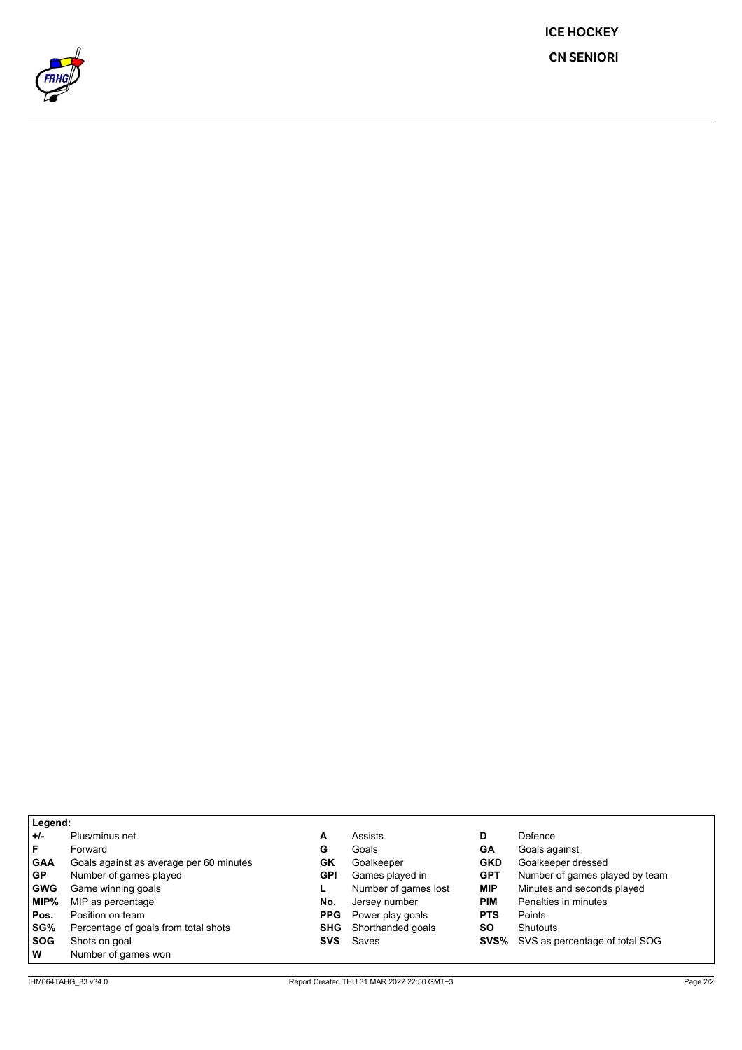**Legend:**

| | | | | | |
|---|---|---|---|---|---|
| **+/-** | Plus/minus net | **A** | Assists | **D** | Defence |
| **F** | Forward | **G** | Goals | **GA** | Goals against |
| **GAA** | Goals against as average per 60 minutes | **GK** | Goalkeeper | **GKD** | Goalkeeper dressed |
| **GP** | Number of games played | **GPI** | Games played in | **GPT** | Number of games played by team |
| **GWG** | Game winning goals | **L** | Number of games lost | **MIP** | Minutes and seconds played |
| **MIP%** | MIP as percentage | **No.** | Jersey number | **PIM** | Penalties in minutes |
| **Pos.** | Position on team | **PPG** | Power play goals | **PTS** | Points |
| **SG%** | Percentage of goals from total shots | **SHG** | Shorthanded goals | **SO** | Shutouts |
| **SOG** | Shots on goal | **SVS** | Saves | **SVS%** | SVS as percentage of total SOG |
| **W** | Number of games won | | | | |

IHM064TAHG_83 v34.0 Report Created THU 31 MAR 2022 22:50 GMT+3